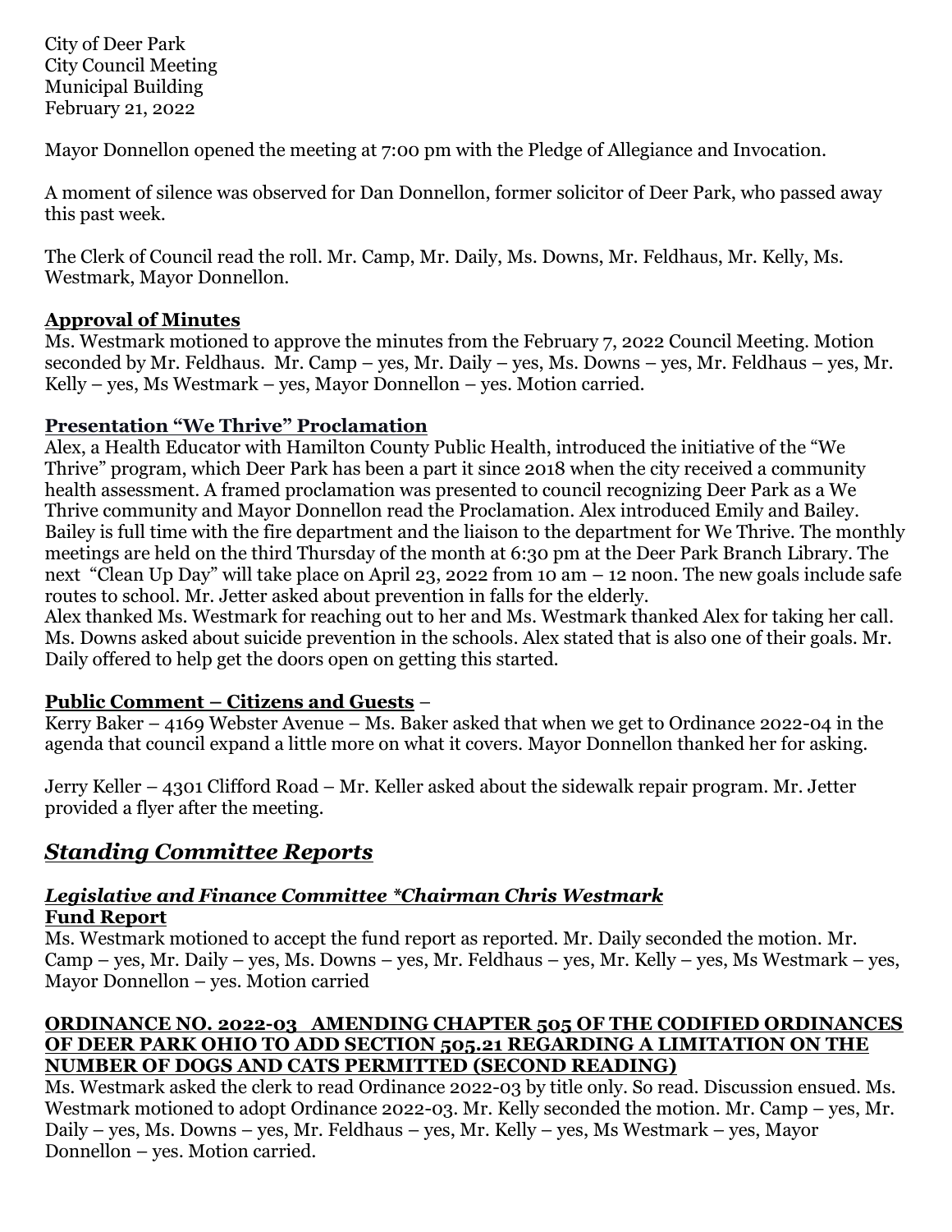City of Deer Park
City Council Meeting
Municipal Building
February 21, 2022

Mayor Donnellon opened the meeting at 7:00 pm with the Pledge of Allegiance and Invocation.

A moment of silence was observed for Dan Donnellon, former solicitor of Deer Park, who passed away this past week.

The Clerk of Council read the roll. Mr. Camp, Mr. Daily, Ms. Downs, Mr. Feldhaus, Mr. Kelly, Ms. Westmark, Mayor Donnellon.

**Approval of Minutes**

Ms. Westmark motioned to approve the minutes from the February 7, 2022 Council Meeting. Motion seconded by Mr. Feldhaus. Mr. Camp – yes, Mr. Daily – yes, Ms. Downs – yes, Mr. Feldhaus – yes, Mr. Kelly – yes, Ms Westmark – yes, Mayor Donnellon – yes. Motion carried.

**Presentation "We Thrive" Proclamation**

Alex, a Health Educator with Hamilton County Public Health, introduced the initiative of the "We Thrive" program, which Deer Park has been a part it since 2018 when the city received a community health assessment. A framed proclamation was presented to council recognizing Deer Park as a We Thrive community and Mayor Donnellon read the Proclamation. Alex introduced Emily and Bailey. Bailey is full time with the fire department and the liaison to the department for We Thrive. The monthly meetings are held on the third Thursday of the month at 6:30 pm at the Deer Park Branch Library. The next "Clean Up Day" will take place on April 23, 2022 from 10 am – 12 noon. The new goals include safe routes to school. Mr. Jetter asked about prevention in falls for the elderly.
Alex thanked Ms. Westmark for reaching out to her and Ms. Westmark thanked Alex for taking her call. Ms. Downs asked about suicide prevention in the schools. Alex stated that is also one of their goals. Mr. Daily offered to help get the doors open on getting this started.

**Public Comment – Citizens and Guests** –

Kerry Baker – 4169 Webster Avenue – Ms. Baker asked that when we get to Ordinance 2022-04 in the agenda that council expand a little more on what it covers. Mayor Donnellon thanked her for asking.

Jerry Keller – 4301 Clifford Road – Mr. Keller asked about the sidewalk repair program. Mr. Jetter provided a flyer after the meeting.

## *Standing Committee Reports*

### *Legislative and Finance Committee *Chairman Chris Westmark*

**Fund Report**

Ms. Westmark motioned to accept the fund report as reported. Mr. Daily seconded the motion. Mr. Camp – yes, Mr. Daily – yes, Ms. Downs – yes, Mr. Feldhaus – yes, Mr. Kelly – yes, Ms Westmark – yes, Mayor Donnellon – yes. Motion carried

**ORDINANCE NO. 2022-03 AMENDING CHAPTER 505 OF THE CODIFIED ORDINANCES OF DEER PARK OHIO TO ADD SECTION 505.21 REGARDING A LIMITATION ON THE NUMBER OF DOGS AND CATS PERMITTED (SECOND READING)**

Ms. Westmark asked the clerk to read Ordinance 2022-03 by title only. So read. Discussion ensued. Ms. Westmark motioned to adopt Ordinance 2022-03. Mr. Kelly seconded the motion. Mr. Camp – yes, Mr. Daily – yes, Ms. Downs – yes, Mr. Feldhaus – yes, Mr. Kelly – yes, Ms Westmark – yes, Mayor Donnellon – yes. Motion carried.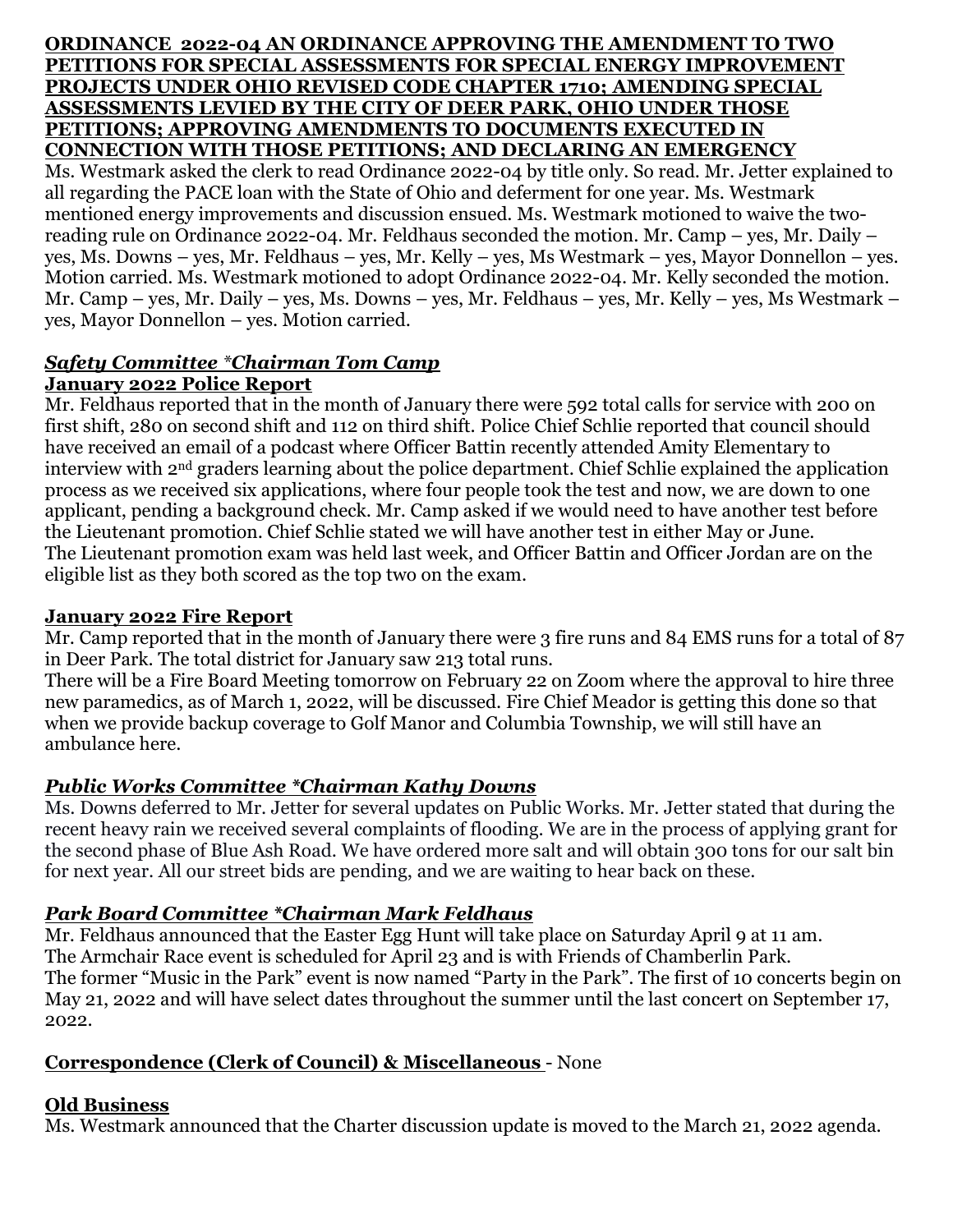**ORDINANCE 2022-04 AN ORDINANCE APPROVING THE AMENDMENT TO TWO PETITIONS FOR SPECIAL ASSESSMENTS FOR SPECIAL ENERGY IMPROVEMENT PROJECTS UNDER OHIO REVISED CODE CHAPTER 1710; AMENDING SPECIAL ASSESSMENTS LEVIED BY THE CITY OF DEER PARK, OHIO UNDER THOSE PETITIONS; APPROVING AMENDMENTS TO DOCUMENTS EXECUTED IN CONNECTION WITH THOSE PETITIONS; AND DECLARING AN EMERGENCY**

Ms. Westmark asked the clerk to read Ordinance 2022-04 by title only. So read. Mr. Jetter explained to all regarding the PACE loan with the State of Ohio and deferment for one year. Ms. Westmark mentioned energy improvements and discussion ensued. Ms. Westmark motioned to waive the two-reading rule on Ordinance 2022-04. Mr. Feldhaus seconded the motion. Mr. Camp – yes, Mr. Daily – yes, Ms. Downs – yes, Mr. Feldhaus – yes, Mr. Kelly – yes, Ms Westmark – yes, Mayor Donnellon – yes. Motion carried. Ms. Westmark motioned to adopt Ordinance 2022-04. Mr. Kelly seconded the motion. Mr. Camp – yes, Mr. Daily – yes, Ms. Downs – yes, Mr. Feldhaus – yes, Mr. Kelly – yes, Ms Westmark – yes, Mayor Donnellon – yes. Motion carried.

## ***Safety Committee *Chairman Tom Camp***

**January 2022 Police Report**

Mr. Feldhaus reported that in the month of January there were 592 total calls for service with 200 on first shift, 280 on second shift and 112 on third shift. Police Chief Schlie reported that council should have received an email of a podcast where Officer Battin recently attended Amity Elementary to interview with 2nd graders learning about the police department. Chief Schlie explained the application process as we received six applications, where four people took the test and now, we are down to one applicant, pending a background check. Mr. Camp asked if we would need to have another test before the Lieutenant promotion. Chief Schlie stated we will have another test in either May or June. The Lieutenant promotion exam was held last week, and Officer Battin and Officer Jordan are on the eligible list as they both scored as the top two on the exam.

**January 2022 Fire Report**

Mr. Camp reported that in the month of January there were 3 fire runs and 84 EMS runs for a total of 87 in Deer Park. The total district for January saw 213 total runs.

There will be a Fire Board Meeting tomorrow on February 22 on Zoom where the approval to hire three new paramedics, as of March 1, 2022, will be discussed. Fire Chief Meador is getting this done so that when we provide backup coverage to Golf Manor and Columbia Township, we will still have an ambulance here.

## ***Public Works Committee *Chairman Kathy Downs***

Ms. Downs deferred to Mr. Jetter for several updates on Public Works. Mr. Jetter stated that during the recent heavy rain we received several complaints of flooding. We are in the process of applying grant for the second phase of Blue Ash Road. We have ordered more salt and will obtain 300 tons for our salt bin for next year. All our street bids are pending, and we are waiting to hear back on these.

## ***Park Board Committee *Chairman Mark Feldhaus***

Mr. Feldhaus announced that the Easter Egg Hunt will take place on Saturday April 9 at 11 am.
The Armchair Race event is scheduled for April 23 and is with Friends of Chamberlin Park.
The former "Music in the Park" event is now named "Party in the Park". The first of 10 concerts begin on May 21, 2022 and will have select dates throughout the summer until the last concert on September 17, 2022.

**Correspondence (Clerk of Council) & Miscellaneous** - None

**Old Business**

Ms. Westmark announced that the Charter discussion update is moved to the March 21, 2022 agenda.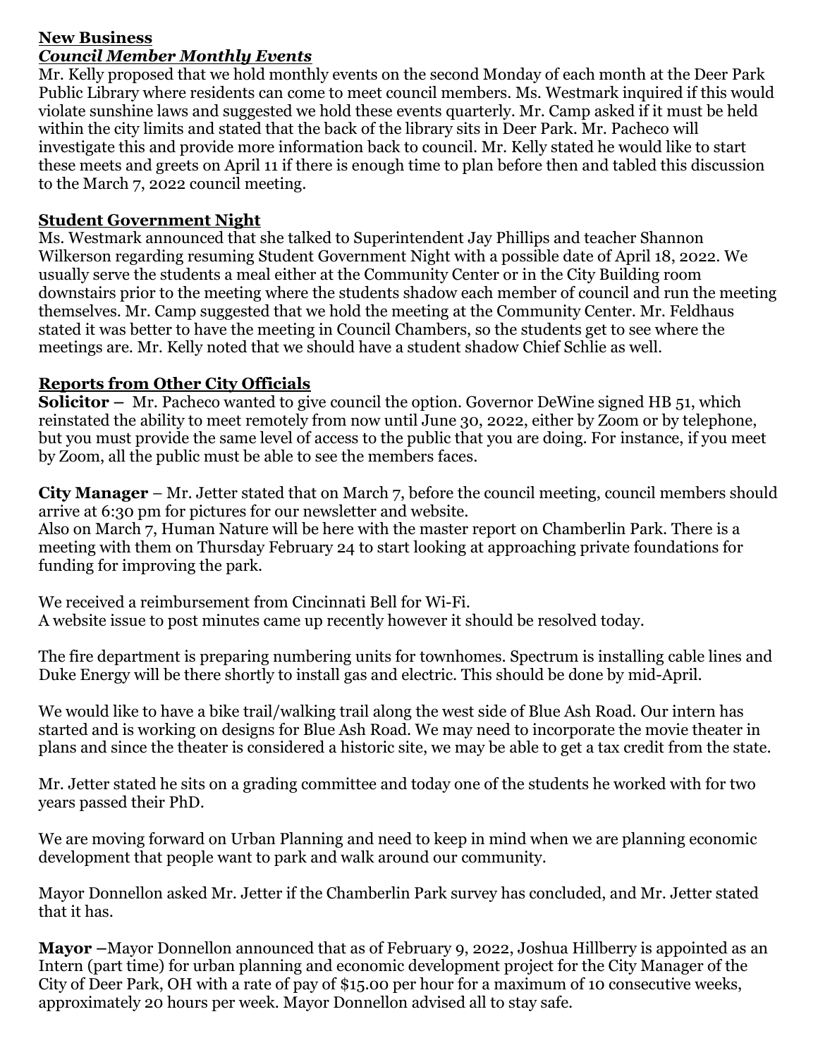**New Business**

***Council Member Monthly Events***

Mr. Kelly proposed that we hold monthly events on the second Monday of each month at the Deer Park Public Library where residents can come to meet council members. Ms. Westmark inquired if this would violate sunshine laws and suggested we hold these events quarterly. Mr. Camp asked if it must be held within the city limits and stated that the back of the library sits in Deer Park. Mr. Pacheco will investigate this and provide more information back to council. Mr. Kelly stated he would like to start these meets and greets on April 11 if there is enough time to plan before then and tabled this discussion to the March 7, 2022 council meeting.

**Student Government Night**

Ms. Westmark announced that she talked to Superintendent Jay Phillips and teacher Shannon Wilkerson regarding resuming Student Government Night with a possible date of April 18, 2022. We usually serve the students a meal either at the Community Center or in the City Building room downstairs prior to the meeting where the students shadow each member of council and run the meeting themselves. Mr. Camp suggested that we hold the meeting at the Community Center. Mr. Feldhaus stated it was better to have the meeting in Council Chambers, so the students get to see where the meetings are. Mr. Kelly noted that we should have a student shadow Chief Schlie as well.

**Reports from Other City Officials**

**Solicitor –** Mr. Pacheco wanted to give council the option. Governor DeWine signed HB 51, which reinstated the ability to meet remotely from now until June 30, 2022, either by Zoom or by telephone, but you must provide the same level of access to the public that you are doing. For instance, if you meet by Zoom, all the public must be able to see the members faces.

**City Manager** – Mr. Jetter stated that on March 7, before the council meeting, council members should arrive at 6:30 pm for pictures for our newsletter and website.
Also on March 7, Human Nature will be here with the master report on Chamberlin Park. There is a meeting with them on Thursday February 24 to start looking at approaching private foundations for funding for improving the park.

We received a reimbursement from Cincinnati Bell for Wi-Fi.
A website issue to post minutes came up recently however it should be resolved today.

The fire department is preparing numbering units for townhomes. Spectrum is installing cable lines and Duke Energy will be there shortly to install gas and electric. This should be done by mid-April.

We would like to have a bike trail/walking trail along the west side of Blue Ash Road. Our intern has started and is working on designs for Blue Ash Road. We may need to incorporate the movie theater in plans and since the theater is considered a historic site, we may be able to get a tax credit from the state.

Mr. Jetter stated he sits on a grading committee and today one of the students he worked with for two years passed their PhD.

We are moving forward on Urban Planning and need to keep in mind when we are planning economic development that people want to park and walk around our community.

Mayor Donnellon asked Mr. Jetter if the Chamberlin Park survey has concluded, and Mr. Jetter stated that it has.

**Mayor –**Mayor Donnellon announced that as of February 9, 2022, Joshua Hillberry is appointed as an Intern (part time) for urban planning and economic development project for the City Manager of the City of Deer Park, OH with a rate of pay of $15.00 per hour for a maximum of 10 consecutive weeks, approximately 20 hours per week. Mayor Donnellon advised all to stay safe.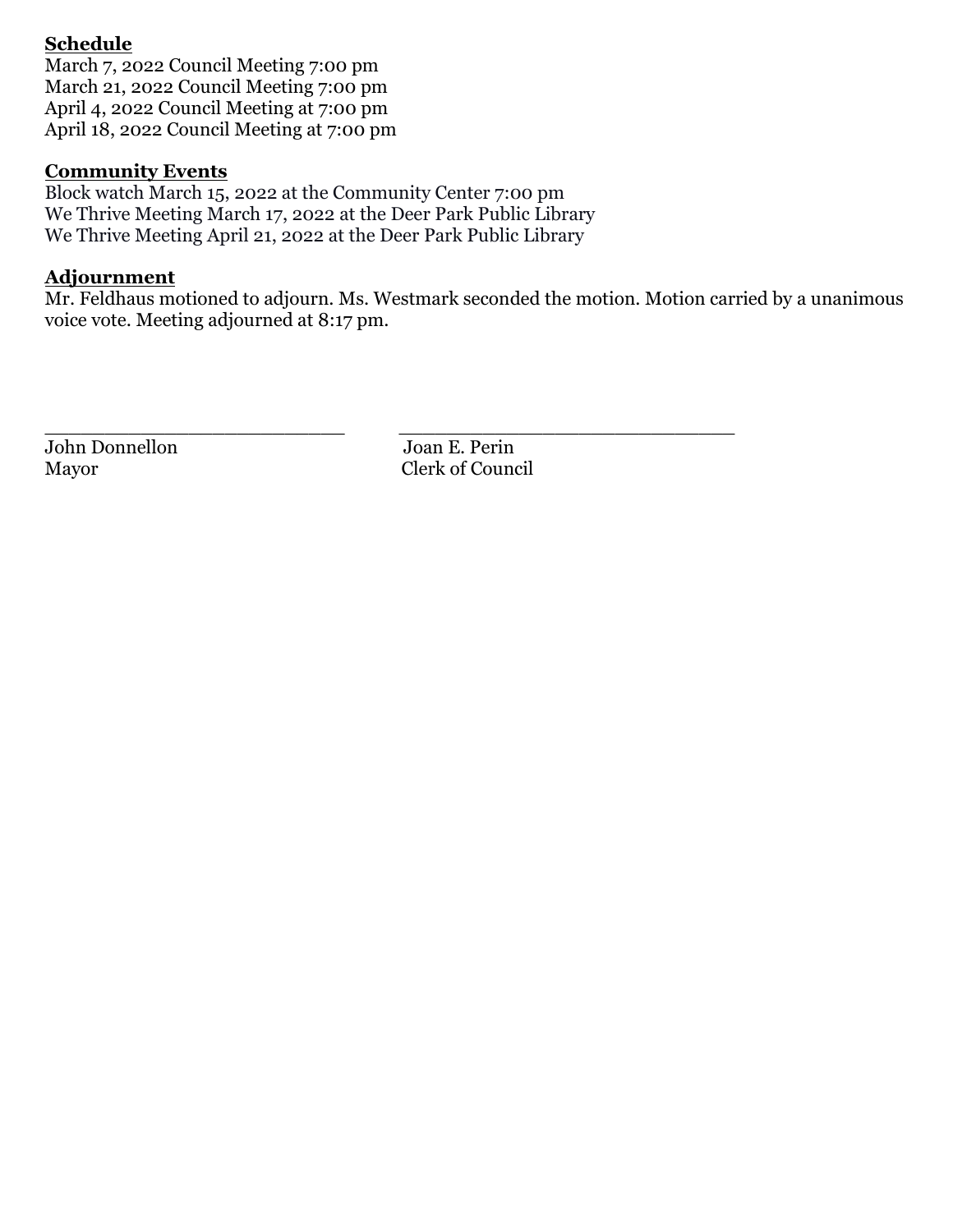**Schedule**
March 7, 2022 Council Meeting 7:00 pm
March 21, 2022 Council Meeting 7:00 pm
April 4, 2022 Council Meeting at 7:00 pm
April 18, 2022 Council Meeting at 7:00 pm

**Community Events**
Block watch March 15, 2022 at the Community Center 7:00 pm
We Thrive Meeting March 17, 2022 at the Deer Park Public Library
We Thrive Meeting April 21, 2022 at the Deer Park Public Library

**Adjournment**
Mr. Feldhaus motioned to adjourn. Ms. Westmark seconded the motion. Motion carried by a unanimous voice vote. Meeting adjourned at 8:17 pm.

\_\_\_\_\_\_\_\_\_\_\_\_\_\_\_\_\_\_\_\_\_\_\_\_\_\_\_ \_\_\_\_\_\_\_\_\_\_\_\_\_\_\_\_\_\_\_\_\_\_\_\_\_\_\_\_\_\_

John Donnellon
Mayor

Joan E. Perin
Clerk of Council